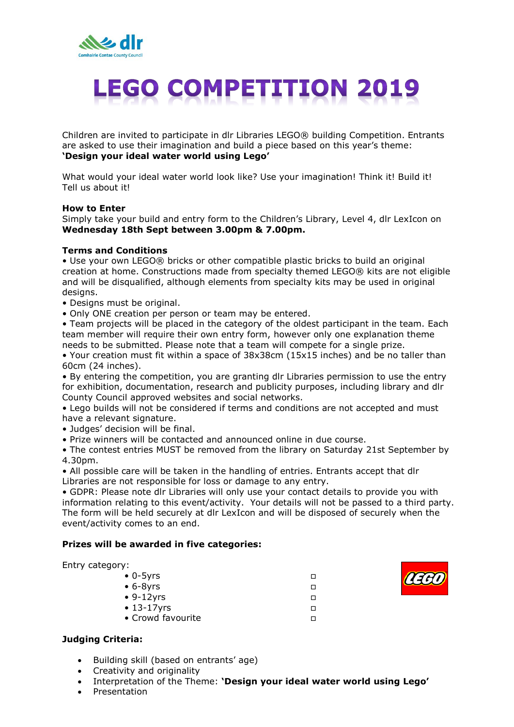# LEGO COMPETITION 2019

Children are invited to participate in dlr Libraries LEGO® building Competition. Entrants are asked to use their imagination and build a piece based on this year's theme: **'Design your ideal water world using Lego'**

What would your ideal water world look like? Use your imagination! Think it! Build it! Tell us about it!

**How to Enter**

Simply take your build and entry form to the Children's Library, Level 4, dlr LexIcon on **Wednesday 18th Sept between 3.00pm & 7.00pm.**

**Terms and Conditions**

- Use your own LEGO® bricks or other compatible plastic bricks to build an original creation at home. Constructions made from specialty themed LEGO® kits are not eligible and will be disqualified, although elements from specialty kits may be used in original designs.
- Designs must be original.
- Only ONE creation per person or team may be entered.
- Team projects will be placed in the category of the oldest participant in the team. Each team member will require their own entry form, however only one explanation theme needs to be submitted. Please note that a team will compete for a single prize.
- Your creation must fit within a space of 38x38cm (15x15 inches) and be no taller than 60cm (24 inches).
- By entering the competition, you are granting dlr Libraries permission to use the entry for exhibition, documentation, research and publicity purposes, including library and dlr County Council approved websites and social networks.
- Lego builds will not be considered if terms and conditions are not accepted and must have a relevant signature.
- Judges' decision will be final.
- Prize winners will be contacted and announced online in due course.
- The contest entries MUST be removed from the library on Saturday 21st September by 4.30pm.
- All possible care will be taken in the handling of entries. Entrants accept that dlr Libraries are not responsible for loss or damage to any entry.
- GDPR: Please note dlr Libraries will only use your contact details to provide you with information relating to this event/activity. Your details will not be passed to a third party. The form will be held securely at dlr LexIcon and will be disposed of securely when the event/activity comes to an end.

**Prizes will be awarded in five categories:**

Entry category:

- 0-5yrs ☐
- 6-8yrs ☐
- 9-12yrs ☐
- 13-17yrs ☐
- Crowd favourite ☐

**Judging Criteria:**

- Building skill (based on entrants' age)
- Creativity and originality
- Interpretation of the Theme: **'Design your ideal water world using Lego'**
- Presentation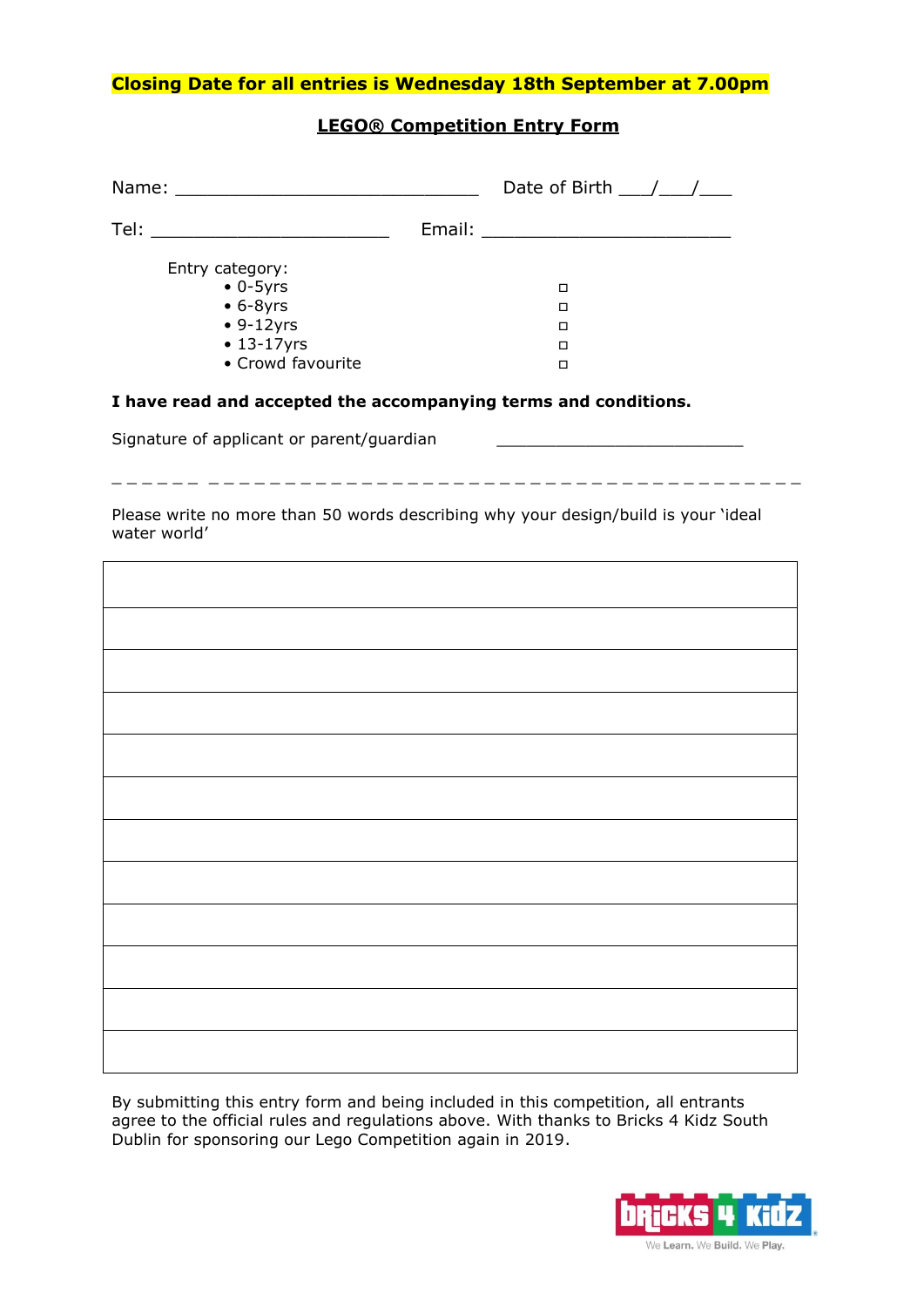**Closing Date for all entries is Wednesday 18th September at 7.00pm**

## LEGO® Competition Entry Form

Name: ______________________________ Date of Birth ___/___/___

Tel: _______________________ Email: ________________________

Entry category:

- 0-5yrs ☐
- 6-8yrs ☐
- 9-12yrs ☐
- 13-17yrs ☐
- Crowd favourite ☐

**I have read and accepted the accompanying terms and conditions.**

Signature of applicant or parent/guardian ________________________

\- - - - - - - - - - - - - - - - - - - - - - - - - - - - - - - - - - - - - - - - - - - - - - -

Please write no more than 50 words describing why your design/build is your 'ideal water world'

| |
|---|
| |
| |
| |
| |
| |
| |
| |
| |
| |
| |
| |
| |

By submitting this entry form and being included in this competition, all entrants agree to the official rules and regulations above. With thanks to Bricks 4 Kidz South Dublin for sponsoring our Lego Competition again in 2019.

BRICKS 4 KIDZ®
We Learn. We Build. We Play.